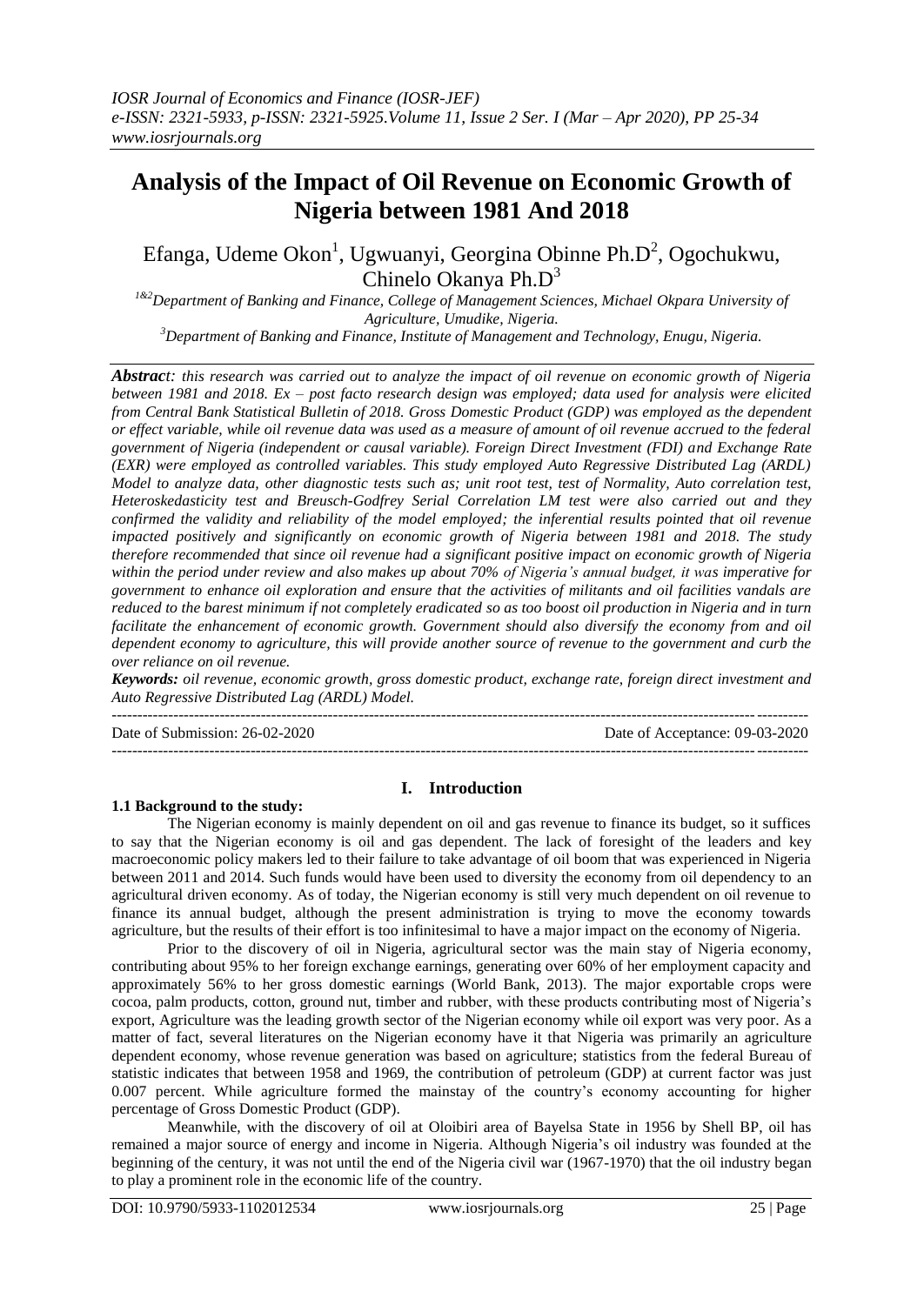*IOSR Journal of Economics and Finance (IOSR-JEF)*
*e-ISSN: 2321-5933, p-ISSN: 2321-5925.Volume 11, Issue 2 Ser. I (Mar – Apr 2020), PP 25-34*
*www.iosrjournals.org*

# Analysis of the Impact of Oil Revenue on Economic Growth of Nigeria between 1981 And 2018

Efanga, Udeme Okon[1], Ugwuanyi, Georgina Obinne Ph.D[2], Ogochukwu, Chinelo Okanya Ph.D[3]

*[1&2]Department of Banking and Finance, College of Management Sciences, Michael Okpara University of Agriculture, Umudike, Nigeria.*
*[3]Department of Banking and Finance, Institute of Management and Technology, Enugu, Nigeria.*

***Abstract:*** *this research was carried out to analyze the impact of oil revenue on economic growth of Nigeria between 1981 and 2018. Ex – post facto research design was employed; data used for analysis were elicited from Central Bank Statistical Bulletin of 2018. Gross Domestic Product (GDP) was employed as the dependent or effect variable, while oil revenue data was used as a measure of amount of oil revenue accrued to the federal government of Nigeria (independent or causal variable). Foreign Direct Investment (FDI) and Exchange Rate (EXR) were employed as controlled variables. This study employed Auto Regressive Distributed Lag (ARDL) Model to analyze data, other diagnostic tests such as; unit root test, test of Normality, Auto correlation test, Heteroskedasticity test and Breusch-Godfrey Serial Correlation LM test were also carried out and they confirmed the validity and reliability of the model employed; the inferential results pointed that oil revenue impacted positively and significantly on economic growth of Nigeria between 1981 and 2018. The study therefore recommended that since oil revenue had a significant positive impact on economic growth of Nigeria within the period under review and also makes up about 70% of Nigeria's annual budget, it was imperative for government to enhance oil exploration and ensure that the activities of militants and oil facilities vandals are reduced to the barest minimum if not completely eradicated so as too boost oil production in Nigeria and in turn facilitate the enhancement of economic growth. Government should also diversify the economy from and oil dependent economy to agriculture, this will provide another source of revenue to the government and curb the over reliance on oil revenue.*

***Keywords:*** *oil revenue, economic growth, gross domestic product, exchange rate, foreign direct investment and Auto Regressive Distributed Lag (ARDL) Model.*

Date of Submission: 26-02-2020 | Date of Acceptance: 09-03-2020

## I. Introduction

### 1.1 Background to the study:

The Nigerian economy is mainly dependent on oil and gas revenue to finance its budget, so it suffices to say that the Nigerian economy is oil and gas dependent. The lack of foresight of the leaders and key macroeconomic policy makers led to their failure to take advantage of oil boom that was experienced in Nigeria between 2011 and 2014. Such funds would have been used to diversity the economy from oil dependency to an agricultural driven economy. As of today, the Nigerian economy is still very much dependent on oil revenue to finance its annual budget, although the present administration is trying to move the economy towards agriculture, but the results of their effort is too infinitesimal to have a major impact on the economy of Nigeria.

Prior to the discovery of oil in Nigeria, agricultural sector was the main stay of Nigeria economy, contributing about 95% to her foreign exchange earnings, generating over 60% of her employment capacity and approximately 56% to her gross domestic earnings (World Bank, 2013). The major exportable crops were cocoa, palm products, cotton, ground nut, timber and rubber, with these products contributing most of Nigeria's export, Agriculture was the leading growth sector of the Nigerian economy while oil export was very poor. As a matter of fact, several literatures on the Nigerian economy have it that Nigeria was primarily an agriculture dependent economy, whose revenue generation was based on agriculture; statistics from the federal Bureau of statistic indicates that between 1958 and 1969, the contribution of petroleum (GDP) at current factor was just 0.007 percent. While agriculture formed the mainstay of the country's economy accounting for higher percentage of Gross Domestic Product (GDP).

Meanwhile, with the discovery of oil at Oloibiri area of Bayelsa State in 1956 by Shell BP, oil has remained a major source of energy and income in Nigeria. Although Nigeria's oil industry was founded at the beginning of the century, it was not until the end of the Nigeria civil war (1967-1970) that the oil industry began to play a prominent role in the economic life of the country.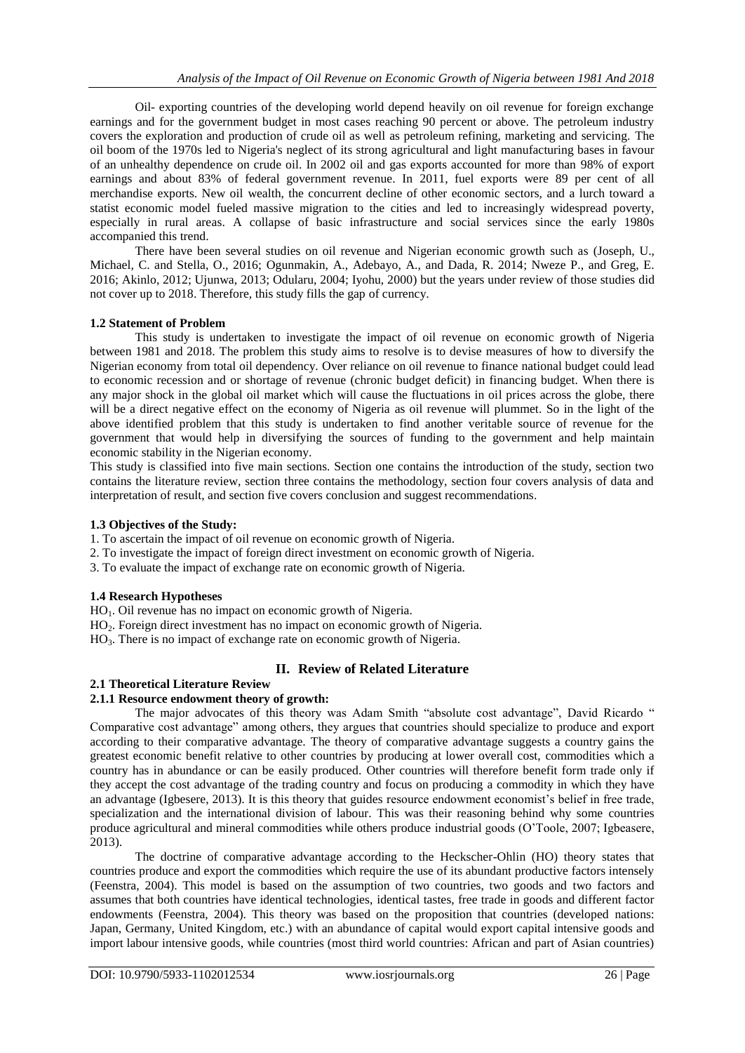Oil- exporting countries of the developing world depend heavily on oil revenue for foreign exchange earnings and for the government budget in most cases reaching 90 percent or above. The petroleum industry covers the exploration and production of crude oil as well as petroleum refining, marketing and servicing. The oil boom of the 1970s led to Nigeria's neglect of its strong agricultural and light manufacturing bases in favour of an unhealthy dependence on crude oil. In 2002 oil and gas exports accounted for more than 98% of export earnings and about 83% of federal government revenue. In 2011, fuel exports were 89 per cent of all merchandise exports. New oil wealth, the concurrent decline of other economic sectors, and a lurch toward a statist economic model fueled massive migration to the cities and led to increasingly widespread poverty, especially in rural areas. A collapse of basic infrastructure and social services since the early 1980s accompanied this trend.

There have been several studies on oil revenue and Nigerian economic growth such as (Joseph, U., Michael, C. and Stella, O., 2016; Ogunmakin, A., Adebayo, A., and Dada, R. 2014; Nweze P., and Greg, E. 2016; Akinlo, 2012; Ujunwa, 2013; Odularu, 2004; Iyohu, 2000) but the years under review of those studies did not cover up to 2018. Therefore, this study fills the gap of currency.

### 1.2 Statement of Problem

This study is undertaken to investigate the impact of oil revenue on economic growth of Nigeria between 1981 and 2018. The problem this study aims to resolve is to devise measures of how to diversify the Nigerian economy from total oil dependency. Over reliance on oil revenue to finance national budget could lead to economic recession and or shortage of revenue (chronic budget deficit) in financing budget. When there is any major shock in the global oil market which will cause the fluctuations in oil prices across the globe, there will be a direct negative effect on the economy of Nigeria as oil revenue will plummet. So in the light of the above identified problem that this study is undertaken to find another veritable source of revenue for the government that would help in diversifying the sources of funding to the government and help maintain economic stability in the Nigerian economy.

This study is classified into five main sections. Section one contains the introduction of the study, section two contains the literature review, section three contains the methodology, section four covers analysis of data and interpretation of result, and section five covers conclusion and suggest recommendations.

### 1.3 Objectives of the Study:

1. To ascertain the impact of oil revenue on economic growth of Nigeria.
2. To investigate the impact of foreign direct investment on economic growth of Nigeria.
3. To evaluate the impact of exchange rate on economic growth of Nigeria.

### 1.4 Research Hypotheses

$HO_1$. Oil revenue has no impact on economic growth of Nigeria.

$HO_2$. Foreign direct investment has no impact on economic growth of Nigeria.

$HO_3$. There is no impact of exchange rate on economic growth of Nigeria.

## II. Review of Related Literature

### 2.1 Theoretical Literature Review

#### 2.1.1 Resource endowment theory of growth:

The major advocates of this theory was Adam Smith "absolute cost advantage", David Ricardo " Comparative cost advantage" among others, they argues that countries should specialize to produce and export according to their comparative advantage. The theory of comparative advantage suggests a country gains the greatest economic benefit relative to other countries by producing at lower overall cost, commodities which a country has in abundance or can be easily produced. Other countries will therefore benefit form trade only if they accept the cost advantage of the trading country and focus on producing a commodity in which they have an advantage (Igbesere, 2013). It is this theory that guides resource endowment economist's belief in free trade, specialization and the international division of labour. This was their reasoning behind why some countries produce agricultural and mineral commodities while others produce industrial goods (O'Toole, 2007; Igbeasere, 2013).

The doctrine of comparative advantage according to the Heckscher-Ohlin (HO) theory states that countries produce and export the commodities which require the use of its abundant productive factors intensely (Feenstra, 2004). This model is based on the assumption of two countries, two goods and two factors and assumes that both countries have identical technologies, identical tastes, free trade in goods and different factor endowments (Feenstra, 2004). This theory was based on the proposition that countries (developed nations: Japan, Germany, United Kingdom, etc.) with an abundance of capital would export capital intensive goods and import labour intensive goods, while countries (most third world countries: African and part of Asian countries)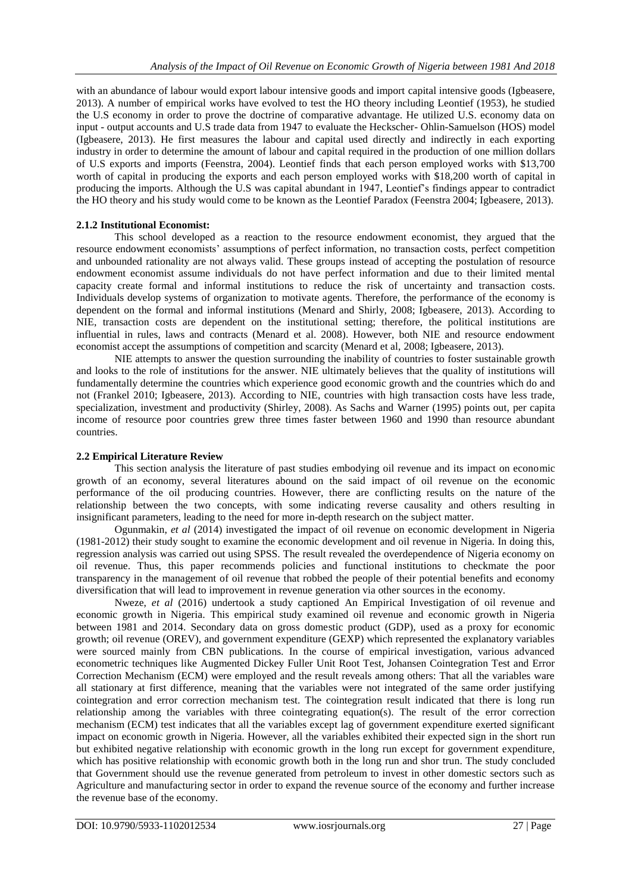with an abundance of labour would export labour intensive goods and import capital intensive goods (Igbeasere, 2013). A number of empirical works have evolved to test the HO theory including Leontief (1953), he studied the U.S economy in order to prove the doctrine of comparative advantage. He utilized U.S. economy data on input - output accounts and U.S trade data from 1947 to evaluate the Heckscher- Ohlin-Samuelson (HOS) model (Igbeasere, 2013). He first measures the labour and capital used directly and indirectly in each exporting industry in order to determine the amount of labour and capital required in the production of one million dollars of U.S exports and imports (Feenstra, 2004). Leontief finds that each person employed works with $13,700 worth of capital in producing the exports and each person employed works with $18,200 worth of capital in producing the imports. Although the U.S was capital abundant in 1947, Leontief's findings appear to contradict the HO theory and his study would come to be known as the Leontief Paradox (Feenstra 2004; Igbeasere, 2013).

### 2.1.2 Institutional Economist:

This school developed as a reaction to the resource endowment economist, they argued that the resource endowment economists' assumptions of perfect information, no transaction costs, perfect competition and unbounded rationality are not always valid. These groups instead of accepting the postulation of resource endowment economist assume individuals do not have perfect information and due to their limited mental capacity create formal and informal institutions to reduce the risk of uncertainty and transaction costs. Individuals develop systems of organization to motivate agents. Therefore, the performance of the economy is dependent on the formal and informal institutions (Menard and Shirly, 2008; Igbeasere, 2013). According to NIE, transaction costs are dependent on the institutional setting; therefore, the political institutions are influential in rules, laws and contracts (Menard et al. 2008). However, both NIE and resource endowment economist accept the assumptions of competition and scarcity (Menard et al, 2008; Igbeasere, 2013).

NIE attempts to answer the question surrounding the inability of countries to foster sustainable growth and looks to the role of institutions for the answer. NIE ultimately believes that the quality of institutions will fundamentally determine the countries which experience good economic growth and the countries which do and not (Frankel 2010; Igbeasere, 2013). According to NIE, countries with high transaction costs have less trade, specialization, investment and productivity (Shirley, 2008). As Sachs and Warner (1995) points out, per capita income of resource poor countries grew three times faster between 1960 and 1990 than resource abundant countries.

## 2.2 Empirical Literature Review

This section analysis the literature of past studies embodying oil revenue and its impact on economic growth of an economy, several literatures abound on the said impact of oil revenue on the economic performance of the oil producing countries. However, there are conflicting results on the nature of the relationship between the two concepts, with some indicating reverse causality and others resulting in insignificant parameters, leading to the need for more in-depth research on the subject matter.

Ogunmakin, *et al* (2014) investigated the impact of oil revenue on economic development in Nigeria (1981-2012) their study sought to examine the economic development and oil revenue in Nigeria. In doing this, regression analysis was carried out using SPSS. The result revealed the overdependence of Nigeria economy on oil revenue. Thus, this paper recommends policies and functional institutions to checkmate the poor transparency in the management of oil revenue that robbed the people of their potential benefits and economy diversification that will lead to improvement in revenue generation via other sources in the economy.

Nweze, *et al* (2016) undertook a study captioned An Empirical Investigation of oil revenue and economic growth in Nigeria. This empirical study examined oil revenue and economic growth in Nigeria between 1981 and 2014. Secondary data on gross domestic product (GDP), used as a proxy for economic growth; oil revenue (OREV), and government expenditure (GEXP) which represented the explanatory variables were sourced mainly from CBN publications. In the course of empirical investigation, various advanced econometric techniques like Augmented Dickey Fuller Unit Root Test, Johansen Cointegration Test and Error Correction Mechanism (ECM) were employed and the result reveals among others: That all the variables ware all stationary at first difference, meaning that the variables were not integrated of the same order justifying cointegration and error correction mechanism test. The cointegration result indicated that there is long run relationship among the variables with three cointegrating equation(s). The result of the error correction mechanism (ECM) test indicates that all the variables except lag of government expenditure exerted significant impact on economic growth in Nigeria. However, all the variables exhibited their expected sign in the short run but exhibited negative relationship with economic growth in the long run except for government expenditure, which has positive relationship with economic growth both in the long run and shor trun. The study concluded that Government should use the revenue generated from petroleum to invest in other domestic sectors such as Agriculture and manufacturing sector in order to expand the revenue source of the economy and further increase the revenue base of the economy.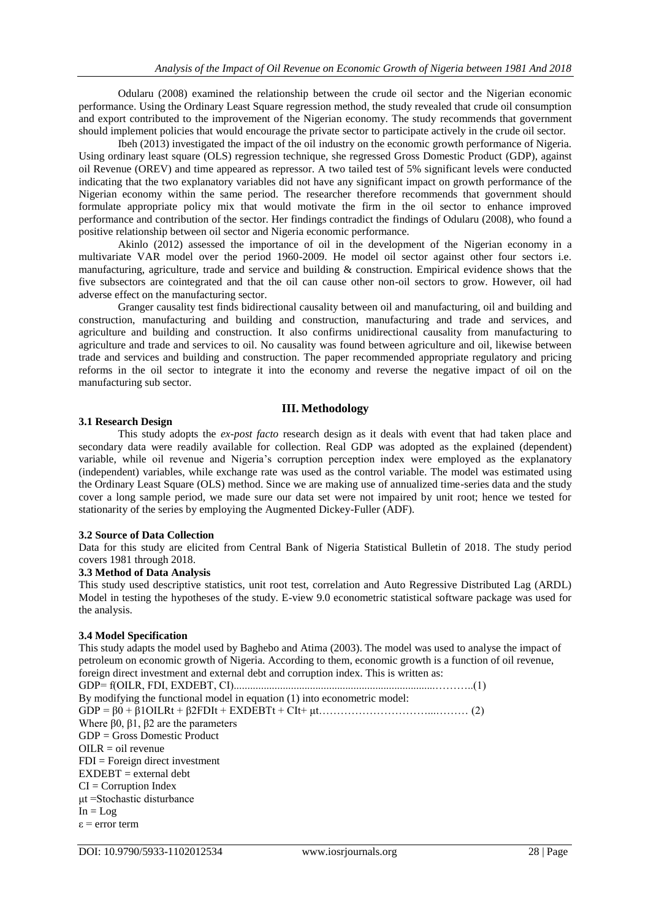Odularu (2008) examined the relationship between the crude oil sector and the Nigerian economic performance. Using the Ordinary Least Square regression method, the study revealed that crude oil consumption and export contributed to the improvement of the Nigerian economy. The study recommends that government should implement policies that would encourage the private sector to participate actively in the crude oil sector.

Ibeh (2013) investigated the impact of the oil industry on the economic growth performance of Nigeria. Using ordinary least square (OLS) regression technique, she regressed Gross Domestic Product (GDP), against oil Revenue (OREV) and time appeared as repressor. A two tailed test of 5% significant levels were conducted indicating that the two explanatory variables did not have any significant impact on growth performance of the Nigerian economy within the same period. The researcher therefore recommends that government should formulate appropriate policy mix that would motivate the firm in the oil sector to enhance improved performance and contribution of the sector. Her findings contradict the findings of Odularu (2008), who found a positive relationship between oil sector and Nigeria economic performance.

Akinlo (2012) assessed the importance of oil in the development of the Nigerian economy in a multivariate VAR model over the period 1960-2009. He model oil sector against other four sectors i.e. manufacturing, agriculture, trade and service and building & construction. Empirical evidence shows that the five subsectors are cointegrated and that the oil can cause other non-oil sectors to grow. However, oil had adverse effect on the manufacturing sector.

Granger causality test finds bidirectional causality between oil and manufacturing, oil and building and construction, manufacturing and building and construction, manufacturing and trade and services, and agriculture and building and construction. It also confirms unidirectional causality from manufacturing to agriculture and trade and services to oil. No causality was found between agriculture and oil, likewise between trade and services and building and construction. The paper recommended appropriate regulatory and pricing reforms in the oil sector to integrate it into the economy and reverse the negative impact of oil on the manufacturing sub sector.

## III. Methodology

### 3.1 Research Design

This study adopts the *ex-post facto* research design as it deals with event that had taken place and secondary data were readily available for collection. Real GDP was adopted as the explained (dependent) variable, while oil revenue and Nigeria's corruption perception index were employed as the explanatory (independent) variables, while exchange rate was used as the control variable. The model was estimated using the Ordinary Least Square (OLS) method. Since we are making use of annualized time-series data and the study cover a long sample period, we made sure our data set were not impaired by unit root; hence we tested for stationarity of the series by employing the Augmented Dickey-Fuller (ADF).

### 3.2 Source of Data Collection

Data for this study are elicited from Central Bank of Nigeria Statistical Bulletin of 2018. The study period covers 1981 through 2018.

### 3.3 Method of Data Analysis

This study used descriptive statistics, unit root test, correlation and Auto Regressive Distributed Lag (ARDL) Model in testing the hypotheses of the study. E-view 9.0 econometric statistical software package was used for the analysis.

### 3.4 Model Specification

This study adapts the model used by Baghebo and Atima (2003). The model was used to analyse the impact of petroleum on economic growth of Nigeria. According to them, economic growth is a function of oil revenue, foreign direct investment and external debt and corruption index. This is written as:

GDP= f(OILR, FDI, EXDEBT, CI)………………………………………………..(1)

By modifying the functional model in equation (1) into econometric model:

$GDP = \beta_0 + \beta_1 OILR_t + \beta_2 FDI_t + EXDEBT_t + CI_t + \mu_t$………………………………… (2)

Where $\beta_0$, $\beta_1$, $\beta_2$ are the parameters

GDP = Gross Domestic Product

OILR = oil revenue

FDI = Foreign direct investment

EXDEBT = external debt

CI = Corruption Index

$\mu_t$ =Stochastic disturbance

In = Log

$\varepsilon$ = error term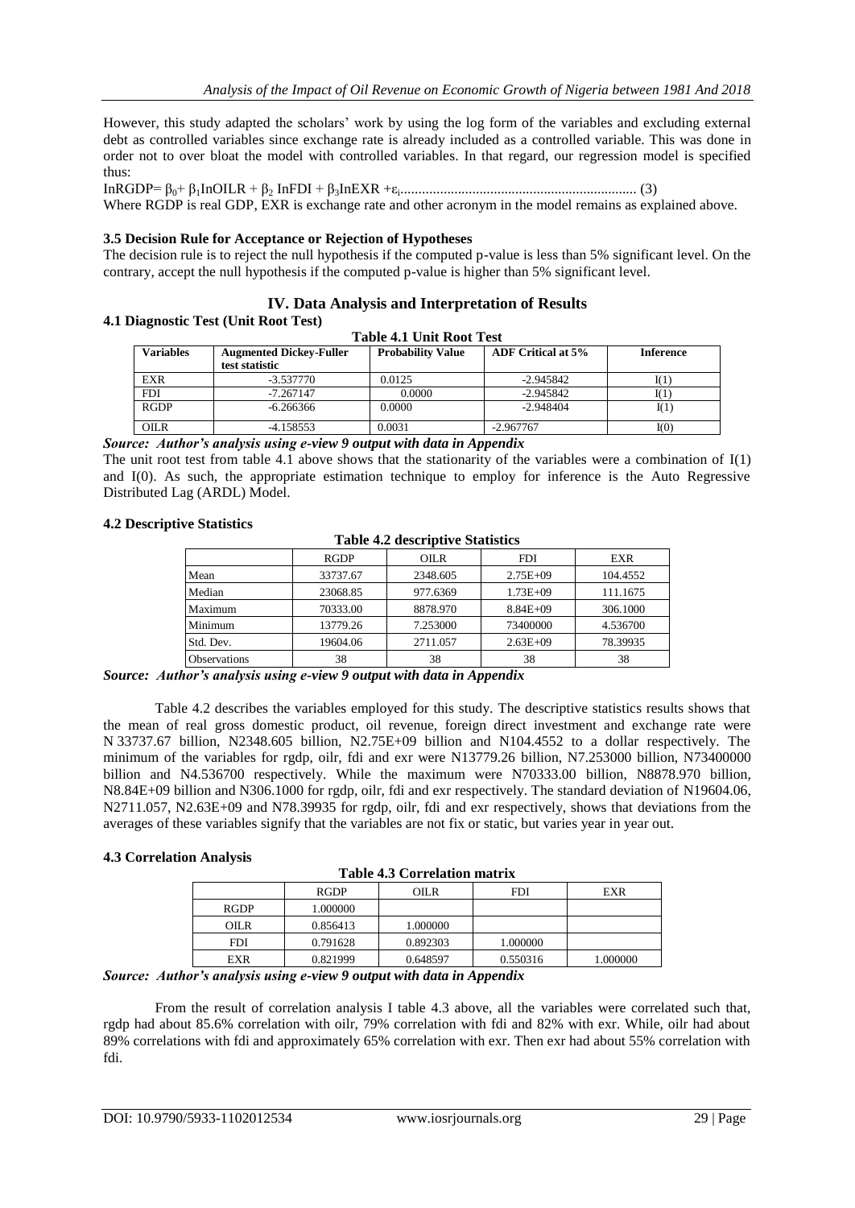However, this study adapted the scholars' work by using the log form of the variables and excluding external debt as controlled variables since exchange rate is already included as a controlled variable. This was done in order not to over bloat the model with controlled variables. In that regard, our regression model is specified thus:

$$\text{InRGDP} = \beta_0 + \beta_1\text{InOILR} + \beta_2\ \text{InFDI} + \beta_3\text{InEXR} + \varepsilon_i \quad (3)$$

Where RGDP is real GDP, EXR is exchange rate and other acronym in the model remains as explained above.

### 3.5 Decision Rule for Acceptance or Rejection of Hypotheses

The decision rule is to reject the null hypothesis if the computed p-value is less than 5% significant level. On the contrary, accept the null hypothesis if the computed p-value is higher than 5% significant level.

## IV. Data Analysis and Interpretation of Results

### 4.1 Diagnostic Test (Unit Root Test)

**Table 4.1 Unit Root Test**

| Variables | Augmented Dickey-Fuller test statistic | Probability Value | ADF Critical at 5% | Inference |
|---|---|---|---|---|
| EXR | -3.537770 | 0.0125 | -2.945842 | I(1) |
| FDI | -7.267147 | 0.0000 | -2.945842 | I(1) |
| RGDP | -6.266366 | 0.0000 | -2.948404 | I(1) |
| OILR | -4.158553 | 0.0031 | -2.967767 | I(0) |

***Source: Author's analysis using e-view 9 output with data in Appendix***

The unit root test from table 4.1 above shows that the stationarity of the variables were a combination of I(1) and I(0). As such, the appropriate estimation technique to employ for inference is the Auto Regressive Distributed Lag (ARDL) Model.

### 4.2 Descriptive Statistics

**Table 4.2 descriptive Statistics**

| | RGDP | OILR | FDI | EXR |
|---|---|---|---|---|
| Mean | 33737.67 | 2348.605 | 2.75E+09 | 104.4552 |
| Median | 23068.85 | 977.6369 | 1.73E+09 | 111.1675 |
| Maximum | 70333.00 | 8878.970 | 8.84E+09 | 306.1000 |
| Minimum | 13779.26 | 7.253000 | 73400000 | 4.536700 |
| Std. Dev. | 19604.06 | 2711.057 | 2.63E+09 | 78.39935 |
| Observations | 38 | 38 | 38 | 38 |

***Source: Author's analysis using e-view 9 output with data in Appendix***

Table 4.2 describes the variables employed for this study. The descriptive statistics results shows that the mean of real gross domestic product, oil revenue, foreign direct investment and exchange rate were N 33737.67 billion, N2348.605 billion, N2.75E+09 billion and N104.4552 to a dollar respectively. The minimum of the variables for rgdp, oilr, fdi and exr were N13779.26 billion, N7.253000 billion, N73400000 billion and N4.536700 respectively. While the maximum were N70333.00 billion, N8878.970 billion, N8.84E+09 billion and N306.1000 for rgdp, oilr, fdi and exr respectively. The standard deviation of N19604.06, N2711.057, N2.63E+09 and N78.39935 for rgdp, oilr, fdi and exr respectively, shows that deviations from the averages of these variables signify that the variables are not fix or static, but varies year in year out.

### 4.3 Correlation Analysis

**Table 4.3 Correlation matrix**

| | RGDP | OILR | FDI | EXR |
|---|---|---|---|---|
| RGDP | 1.000000 | | | |
| OILR | 0.856413 | 1.000000 | | |
| FDI | 0.791628 | 0.892303 | 1.000000 | |
| EXR | 0.821999 | 0.648597 | 0.550316 | 1.000000 |

***Source: Author's analysis using e-view 9 output with data in Appendix***

From the result of correlation analysis I table 4.3 above, all the variables were correlated such that, rgdp had about 85.6% correlation with oilr, 79% correlation with fdi and 82% with exr. While, oilr had about 89% correlations with fdi and approximately 65% correlation with exr. Then exr had about 55% correlation with fdi.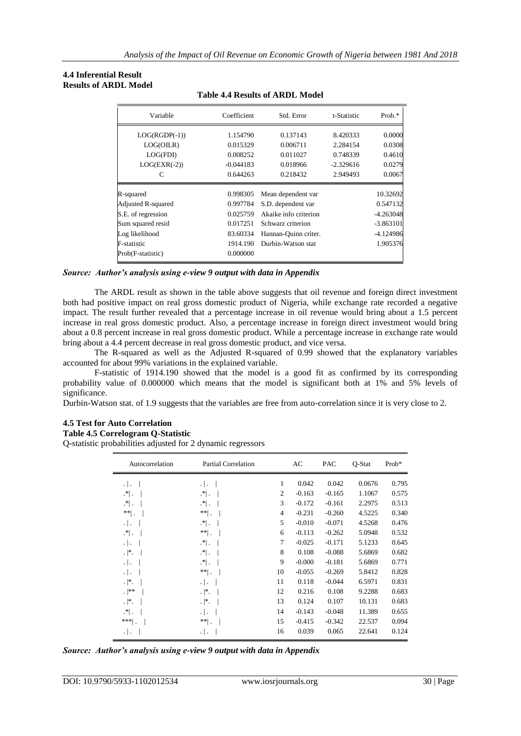### 4.4 Inferential Result
### Results of ARDL Model

**Table 4.4 Results of ARDL Model**

| Variable | Coefficient | Std. Error | t-Statistic | Prob.* |
|---|---|---|---|---|
| LOG(RGDP(-1)) | 1.154790 | 0.137143 | 8.420333 | 0.0000 |
| LOG(OILR) | 0.015329 | 0.006711 | 2.284154 | 0.0308 |
| LOG(FDI) | 0.008252 | 0.011027 | 0.748339 | 0.4610 |
| LOG(EXR(-2)) | -0.044183 | 0.018966 | -2.329616 | 0.0279 |
| C | 0.644263 | 0.218432 | 2.949493 | 0.0067 |
| R-squared | 0.998305 | Mean dependent var | | 10.32692 |
| Adjusted R-squared | 0.997784 | S.D. dependent var | | 0.547132 |
| S.E. of regression | 0.025759 | Akaike info criterion | | -4.263048 |
| Sum squared resid | 0.017251 | Schwarz criterion | | -3.863101 |
| Log likelihood | 83.60334 | Hannan-Quinn criter. | | -4.124986 |
| F-statistic | 1914.190 | Durbin-Watson stat | | 1.905376 |
| Prob(F-statistic) | 0.000000 | | | |

***Source: Author's analysis using e-view 9 output with data in Appendix***

The ARDL result as shown in the table above suggests that oil revenue and foreign direct investment both had positive impact on real gross domestic product of Nigeria, while exchange rate recorded a negative impact. The result further revealed that a percentage increase in oil revenue would bring about a 1.5 percent increase in real gross domestic product. Also, a percentage increase in foreign direct investment would bring about a 0.8 percent increase in real gross domestic product. While a percentage increase in exchange rate would bring about a 4.4 percent decrease in real gross domestic product, and vice versa.

The R-squared as well as the Adjusted R-squared of 0.99 showed that the explanatory variables accounted for about 99% variations in the explained variable.

F-statistic of 1914.190 showed that the model is a good fit as confirmed by its corresponding probability value of 0.000000 which means that the model is significant both at 1% and 5% levels of significance.

Durbin-Watson stat. of 1.9 suggests that the variables are free from auto-correlation since it is very close to 2.

### 4.5 Test for Auto Correlation
**Table 4.5 Correlogram Q-Statistic**

Q-statistic probabilities adjusted for 2 dynamic regressors

| Autocorrelation | Partial Correlation | | AC | PAC | Q-Stat | Prob* |
|---|---|---|---|---|---|---|
| . \| . \| | . \| . \| | 1 | 0.042 | 0.042 | 0.0676 | 0.795 |
| .*\| . \| | .*\| . \| | 2 | -0.163 | -0.165 | 1.1067 | 0.575 |
| .*\| . \| | .*\| . \| | 3 | -0.172 | -0.161 | 2.2975 | 0.513 |
| **\| . \| | **\| . \| | 4 | -0.231 | -0.260 | 4.5225 | 0.340 |
| . \| . \| | .*\| . \| | 5 | -0.010 | -0.071 | 4.5268 | 0.476 |
| .*\| . \| | **\| . \| | 6 | -0.113 | -0.262 | 5.0948 | 0.532 |
| . \| . \| | .*\| . \| | 7 | -0.025 | -0.171 | 5.1233 | 0.645 |
| . \|*. \| | .*\| . \| | 8 | 0.108 | -0.088 | 5.6869 | 0.682 |
| . \| . \| | .*\| . \| | 9 | -0.000 | -0.181 | 5.6869 | 0.771 |
| . \| . \| | **\| . \| | 10 | -0.055 | -0.269 | 5.8412 | 0.828 |
| . \|*. \| | . \| . \| | 11 | 0.118 | -0.044 | 6.5971 | 0.831 |
| . \|** \| | . \|*. \| | 12 | 0.216 | 0.108 | 9.2288 | 0.683 |
| . \|*. \| | . \|*. \| | 13 | 0.124 | 0.107 | 10.131 | 0.683 |
| .*\| . \| | . \| . \| | 14 | -0.143 | -0.048 | 11.389 | 0.655 |
| ***\| . \| | **\| . \| | 15 | -0.415 | -0.342 | 22.537 | 0.094 |
| . \| . \| | . \| . \| | 16 | 0.039 | 0.065 | 22.641 | 0.124 |

***Source: Author's analysis using e-view 9 output with data in Appendix***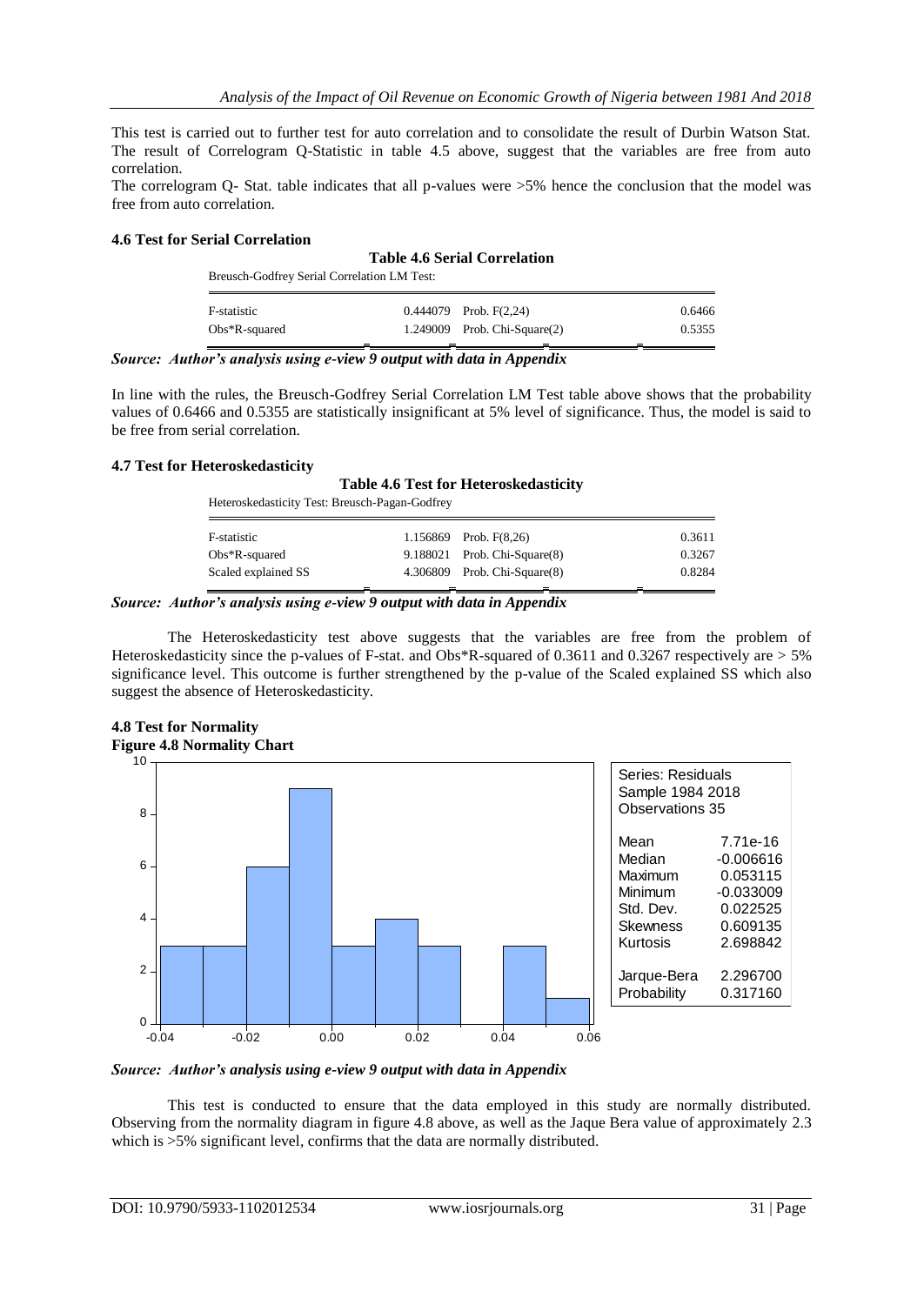This test is carried out to further test for auto correlation and to consolidate the result of Durbin Watson Stat. The result of Correlogram Q-Statistic in table 4.5 above, suggest that the variables are free from auto correlation.

The correlogram Q- Stat. table indicates that all p-values were >5% hence the conclusion that the model was free from auto correlation.

### 4.6 Test for Serial Correlation

**Table 4.6 Serial Correlation**

Breusch-Godfrey Serial Correlation LM Test:

| | | | |
|---|---|---|---|
| F-statistic | 0.444079 | Prob. F(2,24) | 0.6466 |
| Obs*R-squared | 1.249009 | Prob. Chi-Square(2) | 0.5355 |

***Source: Author's analysis using e-view 9 output with data in Appendix***

In line with the rules, the Breusch-Godfrey Serial Correlation LM Test table above shows that the probability values of 0.6466 and 0.5355 are statistically insignificant at 5% level of significance. Thus, the model is said to be free from serial correlation.

### 4.7 Test for Heteroskedasticity

**Table 4.6 Test for Heteroskedasticity**

Heteroskedasticity Test: Breusch-Pagan-Godfrey

| | | | |
|---|---|---|---|
| F-statistic | 1.156869 | Prob. F(8,26) | 0.3611 |
| Obs*R-squared | 9.188021 | Prob. Chi-Square(8) | 0.3267 |
| Scaled explained SS | 4.306809 | Prob. Chi-Square(8) | 0.8284 |

***Source: Author's analysis using e-view 9 output with data in Appendix***

The Heteroskedasticity test above suggests that the variables are free from the problem of Heteroskedasticity since the p-values of F-stat. and Obs*R-squared of 0.3611 and 0.3267 respectively are > 5% significance level. This outcome is further strengthened by the p-value of the Scaled explained SS which also suggest the absence of Heteroskedasticity.

### 4.8 Test for Normality

**Figure 4.8 Normality Chart**

10
8
6
4
2
0
-0.04 -0.02 0.00 0.02 0.04 0.06

Series: Residuals
Sample 1984 2018
Observations 35

Mean 7.71e-16
Median -0.006616
Maximum 0.053115
Minimum -0.033009
Std. Dev. 0.022525
Skewness 0.609135
Kurtosis 2.698842

Jarque-Bera 2.296700
Probability 0.317160

***Source: Author's analysis using e-view 9 output with data in Appendix***

This test is conducted to ensure that the data employed in this study are normally distributed. Observing from the normality diagram in figure 4.8 above, as well as the Jaque Bera value of approximately 2.3 which is >5% significant level, confirms that the data are normally distributed.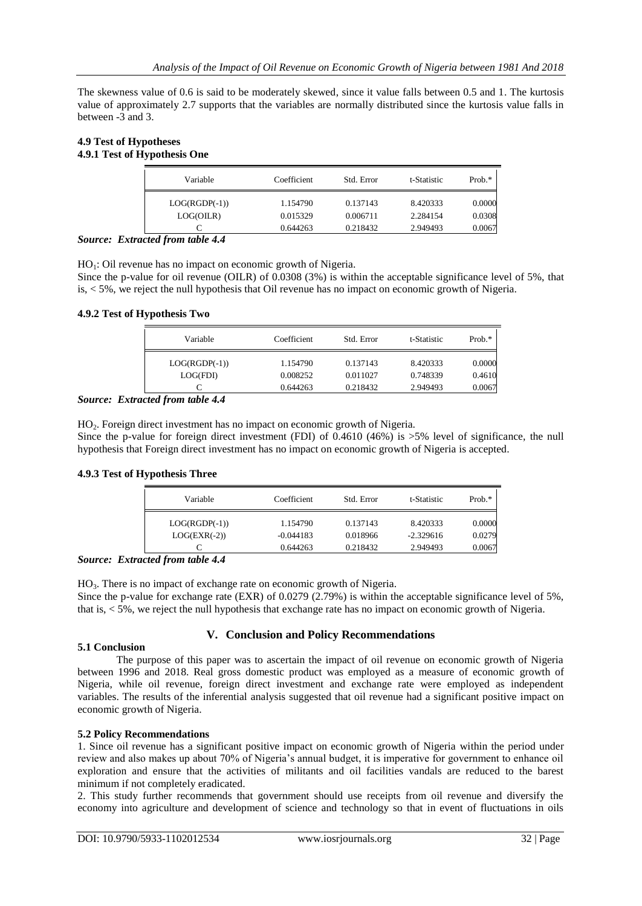The skewness value of 0.6 is said to be moderately skewed, since it value falls between 0.5 and 1. The kurtosis value of approximately 2.7 supports that the variables are normally distributed since the kurtosis value falls in between -3 and 3.

### 4.9 Test of Hypotheses

#### 4.9.1 Test of Hypothesis One

| Variable | Coefficient | Std. Error | t-Statistic | Prob.* |
|---|---|---|---|---|
| LOG(RGDP(-1)) | 1.154790 | 0.137143 | 8.420333 | 0.0000 |
| LOG(OILR) | 0.015329 | 0.006711 | 2.284154 | 0.0308 |
| C | 0.644263 | 0.218432 | 2.949493 | 0.0067 |

***Source: Extracted from table 4.4***

$HO_1$: Oil revenue has no impact on economic growth of Nigeria.

Since the p-value for oil revenue (OILR) of 0.0308 (3%) is within the acceptable significance level of 5%, that is, < 5%, we reject the null hypothesis that Oil revenue has no impact on economic growth of Nigeria.

#### 4.9.2 Test of Hypothesis Two

| Variable | Coefficient | Std. Error | t-Statistic | Prob.* |
|---|---|---|---|---|
| LOG(RGDP(-1)) | 1.154790 | 0.137143 | 8.420333 | 0.0000 |
| LOG(FDI) | 0.008252 | 0.011027 | 0.748339 | 0.4610 |
| C | 0.644263 | 0.218432 | 2.949493 | 0.0067 |

***Source: Extracted from table 4.4***

$HO_2$. Foreign direct investment has no impact on economic growth of Nigeria.

Since the p-value for foreign direct investment (FDI) of 0.4610 (46%) is >5% level of significance, the null hypothesis that Foreign direct investment has no impact on economic growth of Nigeria is accepted.

#### 4.9.3 Test of Hypothesis Three

| Variable | Coefficient | Std. Error | t-Statistic | Prob.* |
|---|---|---|---|---|
| LOG(RGDP(-1)) | 1.154790 | 0.137143 | 8.420333 | 0.0000 |
| LOG(EXR(-2)) | -0.044183 | 0.018966 | -2.329616 | 0.0279 |
| C | 0.644263 | 0.218432 | 2.949493 | 0.0067 |

***Source: Extracted from table 4.4***

$HO_3$. There is no impact of exchange rate on economic growth of Nigeria.

Since the p-value for exchange rate (EXR) of 0.0279 (2.79%) is within the acceptable significance level of 5%, that is, < 5%, we reject the null hypothesis that exchange rate has no impact on economic growth of Nigeria.

## V. Conclusion and Policy Recommendations

### 5.1 Conclusion

The purpose of this paper was to ascertain the impact of oil revenue on economic growth of Nigeria between 1996 and 2018. Real gross domestic product was employed as a measure of economic growth of Nigeria, while oil revenue, foreign direct investment and exchange rate were employed as independent variables. The results of the inferential analysis suggested that oil revenue had a significant positive impact on economic growth of Nigeria.

### 5.2 Policy Recommendations

1. Since oil revenue has a significant positive impact on economic growth of Nigeria within the period under review and also makes up about 70% of Nigeria's annual budget, it is imperative for government to enhance oil exploration and ensure that the activities of militants and oil facilities vandals are reduced to the barest minimum if not completely eradicated.
2. This study further recommends that government should use receipts from oil revenue and diversify the economy into agriculture and development of science and technology so that in event of fluctuations in oils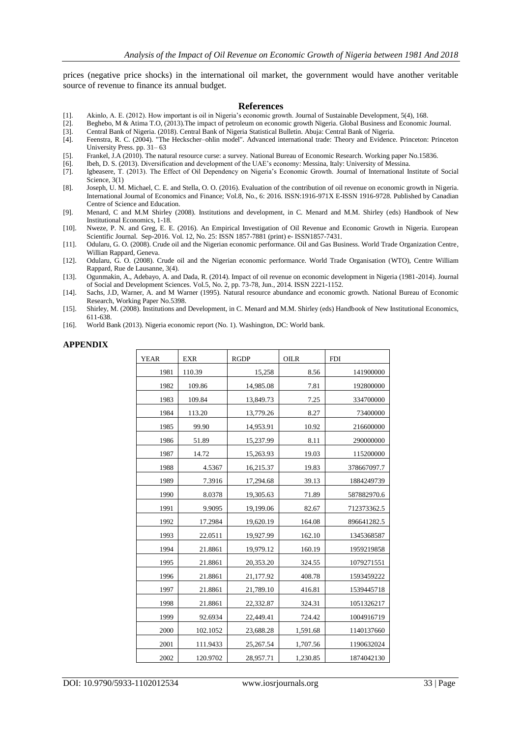prices (negative price shocks) in the international oil market, the government would have another veritable source of revenue to finance its annual budget.

## References

[1]. Akinlo, A. E. (2012). How important is oil in Nigeria's economic growth. Journal of Sustainable Development, 5(4), 168.

[2]. Beghebo, M & Atima T.O, (2013).The impact of petroleum on economic growth Nigeria. Global Business and Economic Journal.

[3]. Central Bank of Nigeria. (2018). Central Bank of Nigeria Statistical Bulletin. Abuja: Central Bank of Nigeria.

[4]. Feenstra, R. C. (2004). "The Heckscher–ohlin model". Advanced international trade: Theory and Evidence. Princeton: Princeton University Press. pp. 31– 63

[5]. Frankel, J.A (2010). The natural resource curse: a survey. National Bureau of Economic Research. Working paper No.15836.

[6]. Ibeh, D. S. (2013). Diversification and development of the UAE's economy: Messina, Italy: University of Messina.

[7]. Igbeasere, T. (2013). The Effect of Oil Dependency on Nigeria's Economic Growth. Journal of International Institute of Social Science, 3(1)

[8]. Joseph, U. M. Michael, C. E. and Stella, O. O. (2016). Evaluation of the contribution of oil revenue on economic growth in Nigeria. International Journal of Economics and Finance; Vol.8, No., 6: 2016. ISSN:1916-971X E-ISSN 1916-9728. Published by Canadian Centre of Science and Education.

[9]. Menard, C and M.M Shirley (2008). Institutions and development, in C. Menard and M.M. Shirley (eds) Handbook of New Institutional Economics, 1-18.

[10]. Nweze, P. N. and Greg, E. E. (2016). An Empirical Investigation of Oil Revenue and Economic Growth in Nigeria. European Scientific Journal. Sep-2016. Vol. 12, No. 25: ISSN 1857-7881 (print) e- ISSN1857-7431.

[11]. Odularu, G. O. (2008). Crude oil and the Nigerian economic performance. Oil and Gas Business. World Trade Organization Centre, Willian Rappard, Geneva.

[12]. Odularu, G. O. (2008). Crude oil and the Nigerian economic performance. World Trade Organisation (WTO), Centre William Rappard, Rue de Lausanne, 3(4).

[13]. Ogunmakin, A., Adebayo, A. and Dada, R. (2014). Impact of oil revenue on economic development in Nigeria (1981-2014). Journal of Social and Development Sciences. Vol.5, No. 2, pp. 73-78, Jun., 2014. ISSN 2221-1152.

[14]. Sachs, J.D, Warner, A. and M Warner (1995). Natural resource abundance and economic growth. National Bureau of Economic Research, Working Paper No.5398.

[15]. Shirley, M. (2008). Institutions and Development, in C. Menard and M.M. Shirley (eds) Handbook of New Institutional Economics, 611-638.

[16]. World Bank (2013). Nigeria economic report (No. 1). Washington, DC: World bank.

## APPENDIX

| YEAR | EXR | RGDP | OILR | FDI |
|---|---|---|---|---|
| 1981 | 110.39 | 15,258 | 8.56 | 141900000 |
| 1982 | 109.86 | 14,985.08 | 7.81 | 192800000 |
| 1983 | 109.84 | 13,849.73 | 7.25 | 334700000 |
| 1984 | 113.20 | 13,779.26 | 8.27 | 73400000 |
| 1985 | 99.90 | 14,953.91 | 10.92 | 216600000 |
| 1986 | 51.89 | 15,237.99 | 8.11 | 290000000 |
| 1987 | 14.72 | 15,263.93 | 19.03 | 115200000 |
| 1988 | 4.5367 | 16,215.37 | 19.83 | 378667097.7 |
| 1989 | 7.3916 | 17,294.68 | 39.13 | 1884249739 |
| 1990 | 8.0378 | 19,305.63 | 71.89 | 587882970.6 |
| 1991 | 9.9095 | 19,199.06 | 82.67 | 712373362.5 |
| 1992 | 17.2984 | 19,620.19 | 164.08 | 896641282.5 |
| 1993 | 22.0511 | 19,927.99 | 162.10 | 1345368587 |
| 1994 | 21.8861 | 19,979.12 | 160.19 | 1959219858 |
| 1995 | 21.8861 | 20,353.20 | 324.55 | 1079271551 |
| 1996 | 21.8861 | 21,177.92 | 408.78 | 1593459222 |
| 1997 | 21.8861 | 21,789.10 | 416.81 | 1539445718 |
| 1998 | 21.8861 | 22,332.87 | 324.31 | 1051326217 |
| 1999 | 92.6934 | 22,449.41 | 724.42 | 1004916719 |
| 2000 | 102.1052 | 23,688.28 | 1,591.68 | 1140137660 |
| 2001 | 111.9433 | 25,267.54 | 1,707.56 | 1190632024 |
| 2002 | 120.9702 | 28,957.71 | 1,230.85 | 1874042130 |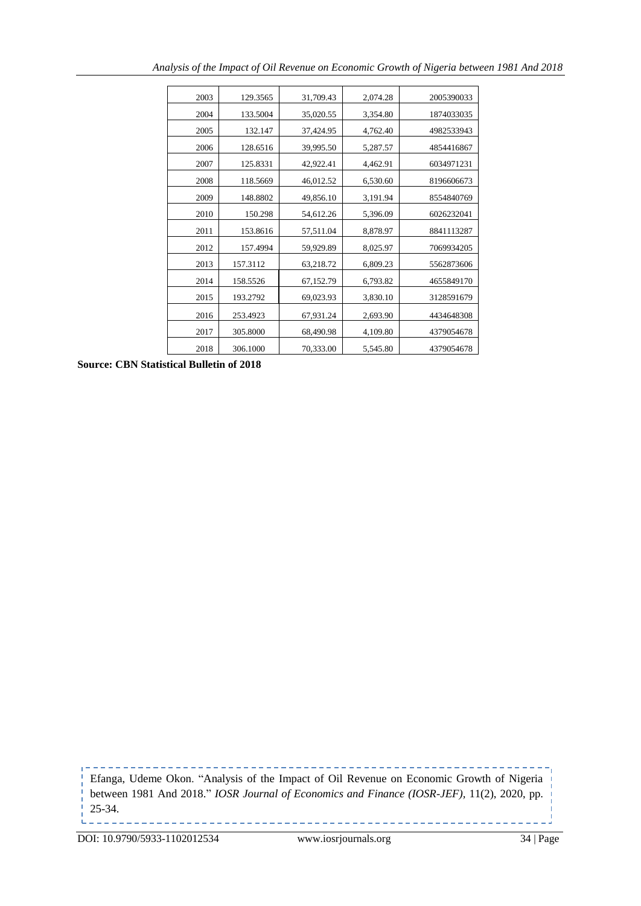| | | | | |
|---|---|---|---|---|
| 2003 | 129.3565 | 31,709.43 | 2,074.28 | 2005390033 |
| 2004 | 133.5004 | 35,020.55 | 3,354.80 | 1874033035 |
| 2005 | 132.147 | 37,424.95 | 4,762.40 | 4982533943 |
| 2006 | 128.6516 | 39,995.50 | 5,287.57 | 4854416867 |
| 2007 | 125.8331 | 42,922.41 | 4,462.91 | 6034971231 |
| 2008 | 118.5669 | 46,012.52 | 6,530.60 | 8196606673 |
| 2009 | 148.8802 | 49,856.10 | 3,191.94 | 8554840769 |
| 2010 | 150.298 | 54,612.26 | 5,396.09 | 6026232041 |
| 2011 | 153.8616 | 57,511.04 | 8,878.97 | 8841113287 |
| 2012 | 157.4994 | 59,929.89 | 8,025.97 | 7069934205 |
| 2013 | 157.3112 | 63,218.72 | 6,809.23 | 5562873606 |
| 2014 | 158.5526 | 67,152.79 | 6,793.82 | 4655849170 |
| 2015 | 193.2792 | 69,023.93 | 3,830.10 | 3128591679 |
| 2016 | 253.4923 | 67,931.24 | 2,693.90 | 4434648308 |
| 2017 | 305.8000 | 68,490.98 | 4,109.80 | 4379054678 |
| 2018 | 306.1000 | 70,333.00 | 5,545.80 | 4379054678 |

**Source: CBN Statistical Bulletin of 2018**

Efanga, Udeme Okon. "Analysis of the Impact of Oil Revenue on Economic Growth of Nigeria between 1981 And 2018." *IOSR Journal of Economics and Finance (IOSR-JEF)*, 11(2), 2020, pp. 25-34.